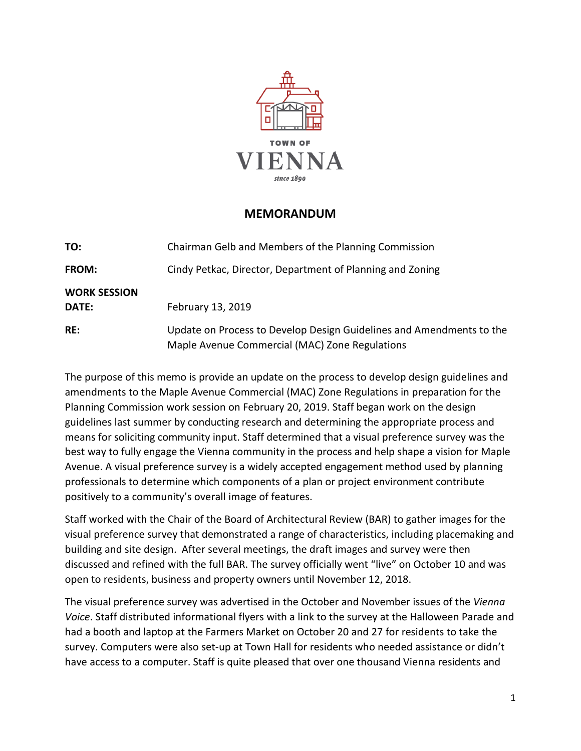TOWN OF

VIENNA

since 1890

# MEMORANDUM

**TO:** Chairman Gelb and Members of the Planning Commission

**FROM:** Cindy Petkac, Director, Department of Planning and Zoning

**WORK SESSION DATE:** February 13, 2019

**RE:** Update on Process to Develop Design Guidelines and Amendments to the Maple Avenue Commercial (MAC) Zone Regulations

The purpose of this memo is provide an update on the process to develop design guidelines and amendments to the Maple Avenue Commercial (MAC) Zone Regulations in preparation for the Planning Commission work session on February 20, 2019. Staff began work on the design guidelines last summer by conducting research and determining the appropriate process and means for soliciting community input. Staff determined that a visual preference survey was the best way to fully engage the Vienna community in the process and help shape a vision for Maple Avenue. A visual preference survey is a widely accepted engagement method used by planning professionals to determine which components of a plan or project environment contribute positively to a community's overall image of features.

Staff worked with the Chair of the Board of Architectural Review (BAR) to gather images for the visual preference survey that demonstrated a range of characteristics, including placemaking and building and site design. After several meetings, the draft images and survey were then discussed and refined with the full BAR. The survey officially went "live" on October 10 and was open to residents, business and property owners until November 12, 2018.

The visual preference survey was advertised in the October and November issues of the *Vienna Voice*. Staff distributed informational flyers with a link to the survey at the Halloween Parade and had a booth and laptop at the Farmers Market on October 20 and 27 for residents to take the survey. Computers were also set-up at Town Hall for residents who needed assistance or didn't have access to a computer. Staff is quite pleased that over one thousand Vienna residents and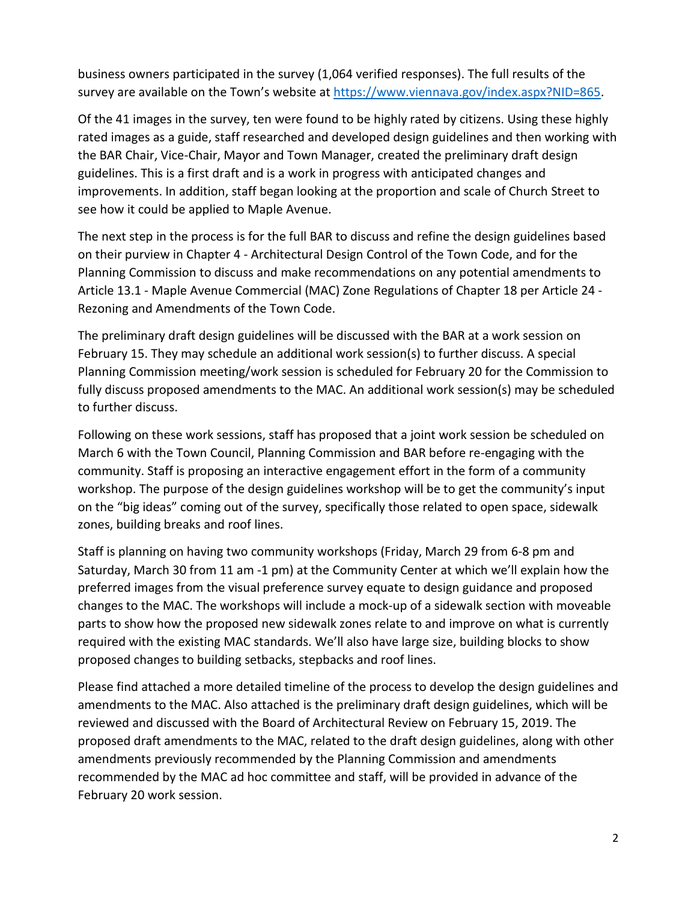business owners participated in the survey (1,064 verified responses). The full results of the survey are available on the Town's website at https://www.viennava.gov/index.aspx?NID=865.

Of the 41 images in the survey, ten were found to be highly rated by citizens. Using these highly rated images as a guide, staff researched and developed design guidelines and then working with the BAR Chair, Vice-Chair, Mayor and Town Manager, created the preliminary draft design guidelines. This is a first draft and is a work in progress with anticipated changes and improvements. In addition, staff began looking at the proportion and scale of Church Street to see how it could be applied to Maple Avenue.

The next step in the process is for the full BAR to discuss and refine the design guidelines based on their purview in Chapter 4 - Architectural Design Control of the Town Code, and for the Planning Commission to discuss and make recommendations on any potential amendments to Article 13.1 - Maple Avenue Commercial (MAC) Zone Regulations of Chapter 18 per Article 24 - Rezoning and Amendments of the Town Code.

The preliminary draft design guidelines will be discussed with the BAR at a work session on February 15. They may schedule an additional work session(s) to further discuss. A special Planning Commission meeting/work session is scheduled for February 20 for the Commission to fully discuss proposed amendments to the MAC. An additional work session(s) may be scheduled to further discuss.

Following on these work sessions, staff has proposed that a joint work session be scheduled on March 6 with the Town Council, Planning Commission and BAR before re-engaging with the community. Staff is proposing an interactive engagement effort in the form of a community workshop. The purpose of the design guidelines workshop will be to get the community's input on the "big ideas" coming out of the survey, specifically those related to open space, sidewalk zones, building breaks and roof lines.

Staff is planning on having two community workshops (Friday, March 29 from 6-8 pm and Saturday, March 30 from 11 am -1 pm) at the Community Center at which we'll explain how the preferred images from the visual preference survey equate to design guidance and proposed changes to the MAC. The workshops will include a mock-up of a sidewalk section with moveable parts to show how the proposed new sidewalk zones relate to and improve on what is currently required with the existing MAC standards. We'll also have large size, building blocks to show proposed changes to building setbacks, stepbacks and roof lines.

Please find attached a more detailed timeline of the process to develop the design guidelines and amendments to the MAC. Also attached is the preliminary draft design guidelines, which will be reviewed and discussed with the Board of Architectural Review on February 15, 2019. The proposed draft amendments to the MAC, related to the draft design guidelines, along with other amendments previously recommended by the Planning Commission and amendments recommended by the MAC ad hoc committee and staff, will be provided in advance of the February 20 work session.